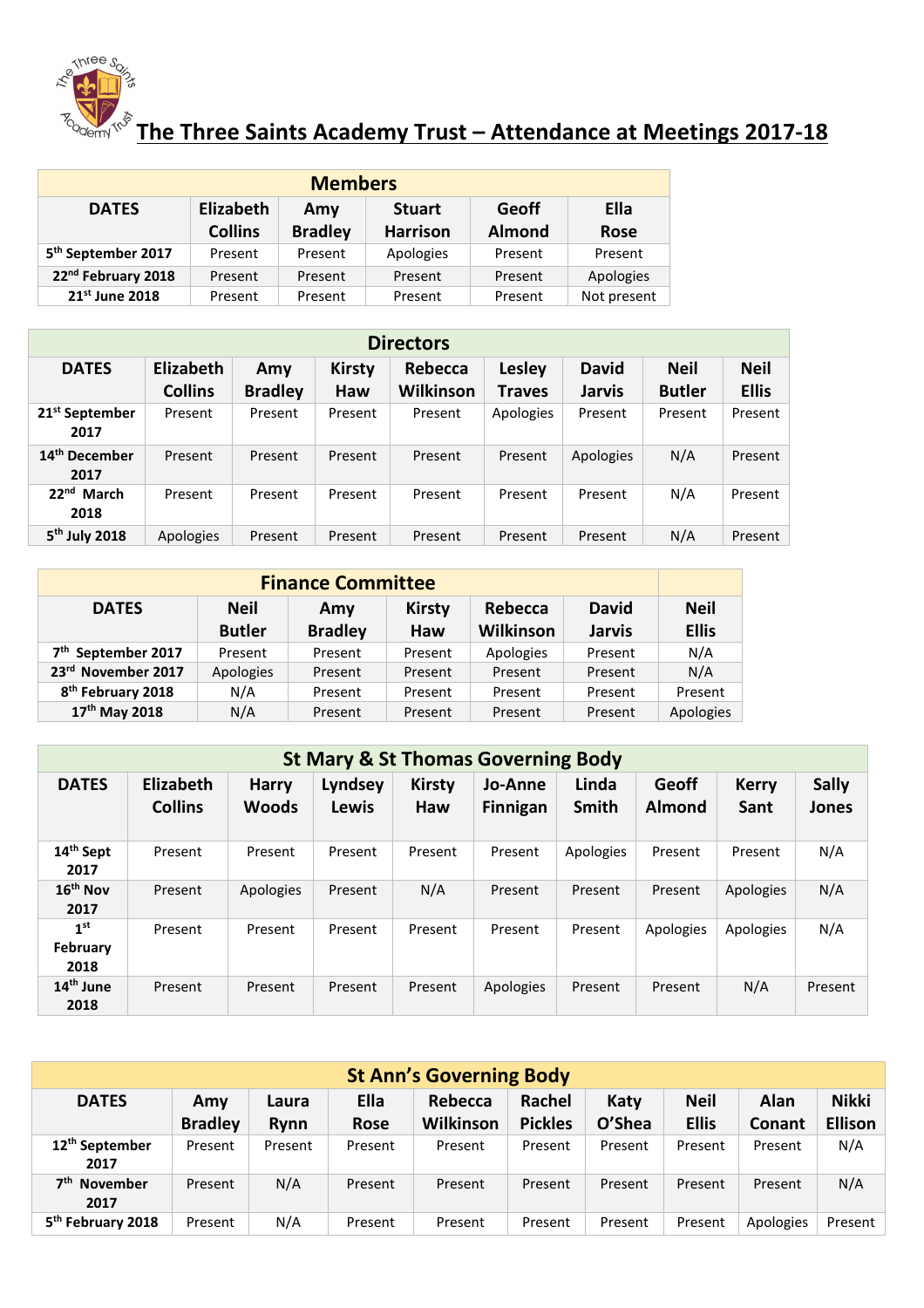# The Three Saints Academy Trust – Attendance at Meetings 2017-18

| Members | | | | | |
|---|---|---|---|---|---|
| DATES | Elizabeth Collins | Amy Bradley | Stuart Harrison | Geoff Almond | Ella Rose |
| 5th September 2017 | Present | Present | Apologies | Present | Present |
| 22nd February 2018 | Present | Present | Present | Present | Apologies |
| 21st June 2018 | Present | Present | Present | Present | Not present |

| Directors | | | | | | | | |
|---|---|---|---|---|---|---|---|---|
| DATES | Elizabeth Collins | Amy Bradley | Kirsty Haw | Rebecca Wilkinson | Lesley Traves | David Jarvis | Neil Butler | Neil Ellis |
| 21st September 2017 | Present | Present | Present | Present | Apologies | Present | Present | Present |
| 14th December 2017 | Present | Present | Present | Present | Present | Apologies | N/A | Present |
| 22nd March 2018 | Present | Present | Present | Present | Present | Present | N/A | Present |
| 5th July 2018 | Apologies | Present | Present | Present | Present | Present | N/A | Present |

| Finance Committee | | | | | | |
|---|---|---|---|---|---|---|
| DATES | Neil Butler | Amy Bradley | Kirsty Haw | Rebecca Wilkinson | David Jarvis | Neil Ellis |
| 7th September 2017 | Present | Present | Present | Apologies | Present | N/A |
| 23rd November 2017 | Apologies | Present | Present | Present | Present | N/A |
| 8th February 2018 | N/A | Present | Present | Present | Present | Present |
| 17th May 2018 | N/A | Present | Present | Present | Present | Apologies |

| St Mary & St Thomas Governing Body | | | | | | | | | |
|---|---|---|---|---|---|---|---|---|---|
| DATES | Elizabeth Collins | Harry Woods | Lyndsey Lewis | Kirsty Haw | Jo-Anne Finnigan | Linda Smith | Geoff Almond | Kerry Sant | Sally Jones |
| 14th Sept 2017 | Present | Present | Present | Present | Present | Apologies | Present | Present | N/A |
| 16th Nov 2017 | Present | Apologies | Present | N/A | Present | Present | Present | Apologies | N/A |
| 1st February 2018 | Present | Present | Present | Present | Present | Present | Apologies | Apologies | N/A |
| 14th June 2018 | Present | Present | Present | Present | Apologies | Present | Present | N/A | Present |

| St Ann's Governing Body | | | | | | | | | |
|---|---|---|---|---|---|---|---|---|---|
| DATES | Amy Bradley | Laura Rynn | Ella Rose | Rebecca Wilkinson | Rachel Pickles | Katy O'Shea | Neil Ellis | Alan Conant | Nikki Ellison |
| 12th September 2017 | Present | Present | Present | Present | Present | Present | Present | Present | N/A |
| 7th November 2017 | Present | N/A | Present | Present | Present | Present | Present | Present | N/A |
| 5th February 2018 | Present | N/A | Present | Present | Present | Present | Present | Apologies | Present |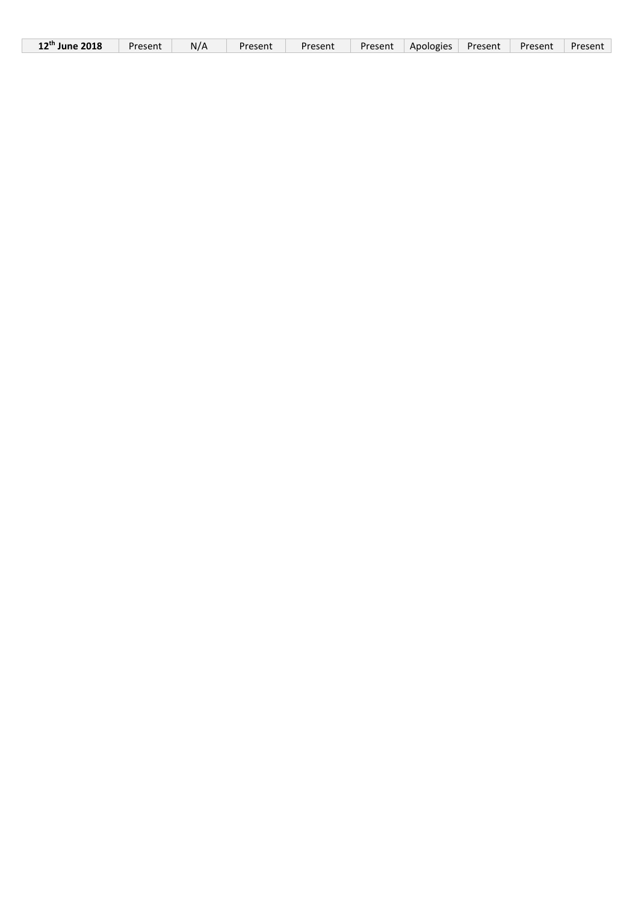| | | | | | | | | | |
|---|---|---|---|---|---|---|---|---|---|
| **12th June 2018** | Present | N/A | Present | Present | Present | Apologies | Present | Present | Present |